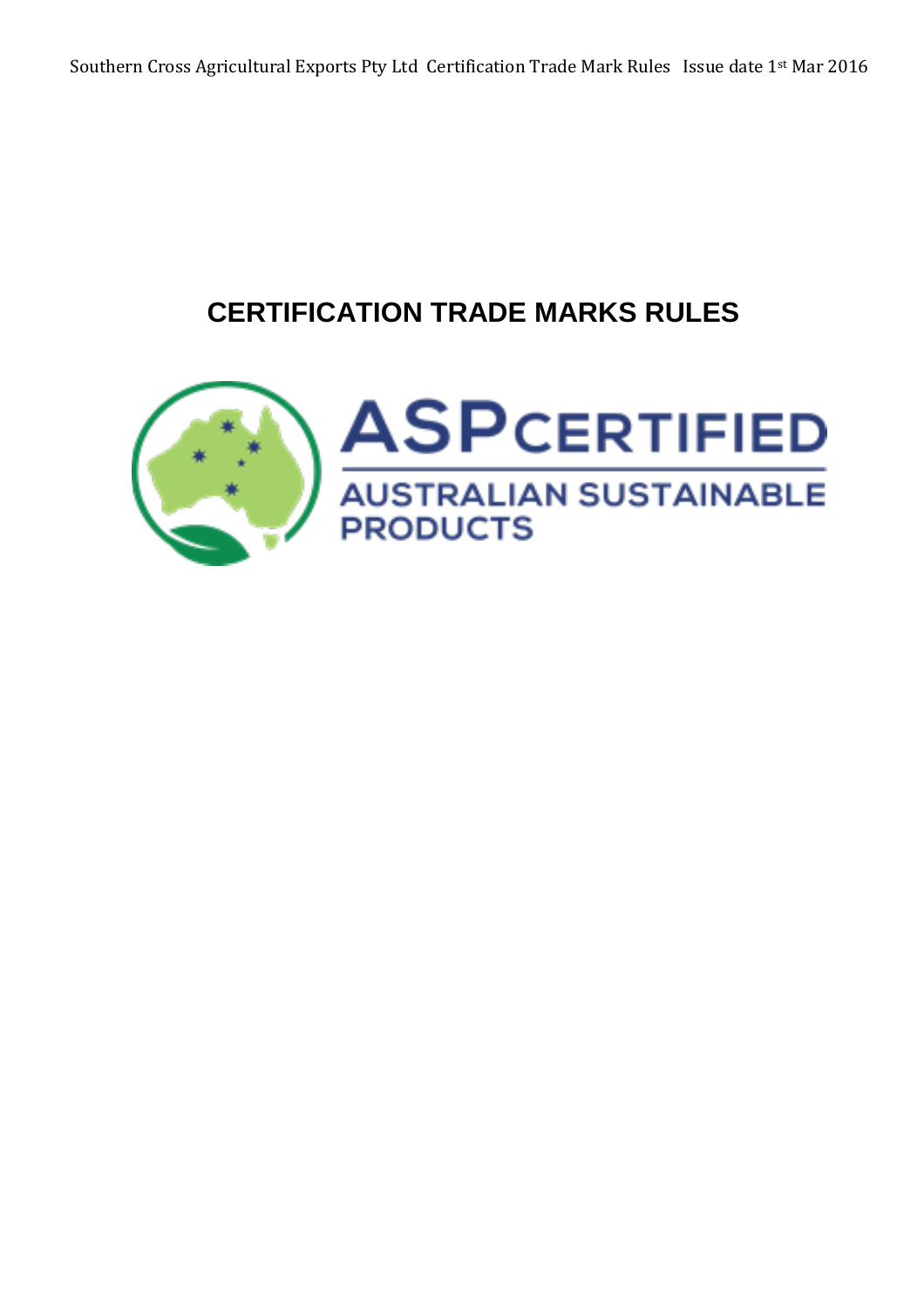# CERTIFICATION TRADE MARKS RULES

ASP CERTIFIED

AUSTRALIAN SUSTAINABLE PRODUCTS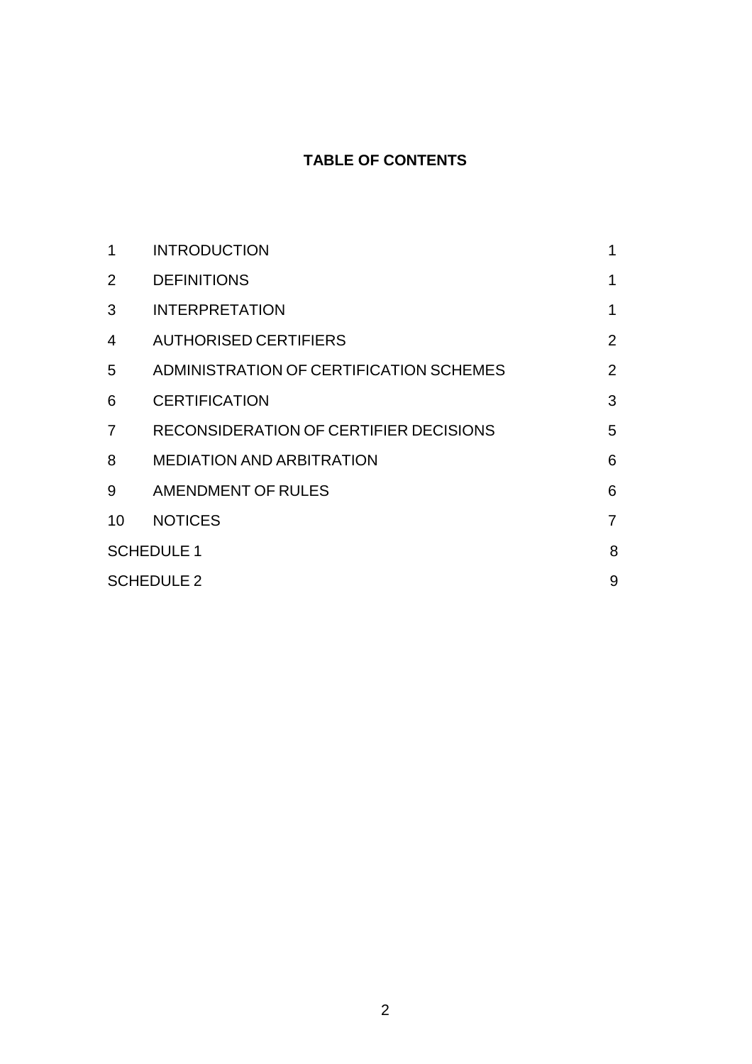**TABLE OF CONTENTS**

| | | |
|---|---|---|
| 1 | INTRODUCTION | 1 |
| 2 | DEFINITIONS | 1 |
| 3 | INTERPRETATION | 1 |
| 4 | AUTHORISED CERTIFIERS | 2 |
| 5 | ADMINISTRATION OF CERTIFICATION SCHEMES | 2 |
| 6 | CERTIFICATION | 3 |
| 7 | RECONSIDERATION OF CERTIFIER DECISIONS | 5 |
| 8 | MEDIATION AND ARBITRATION | 6 |
| 9 | AMENDMENT OF RULES | 6 |
| 10 | NOTICES | 7 |
| SCHEDULE 1 | | 8 |
| SCHEDULE 2 | | 9 |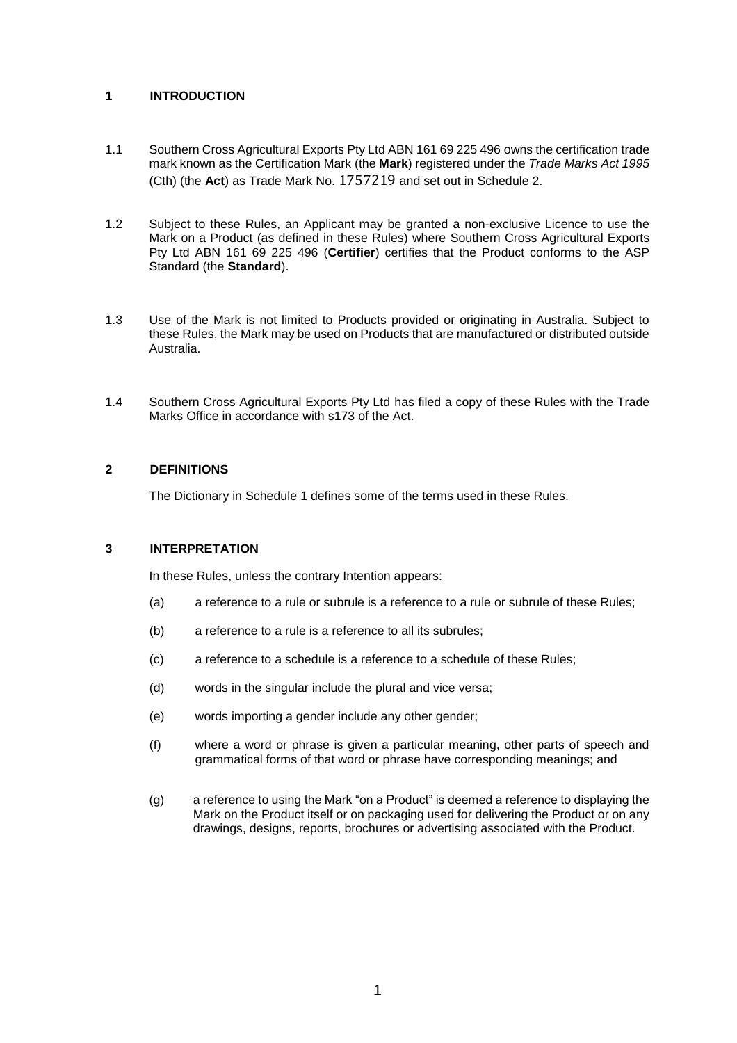## 1 INTRODUCTION

1.1 Southern Cross Agricultural Exports Pty Ltd ABN 161 69 225 496 owns the certification trade mark known as the Certification Mark (the **Mark**) registered under the *Trade Marks Act 1995* (Cth) (the **Act**) as Trade Mark No. 1757219 and set out in Schedule 2.

1.2 Subject to these Rules, an Applicant may be granted a non-exclusive Licence to use the Mark on a Product (as defined in these Rules) where Southern Cross Agricultural Exports Pty Ltd ABN 161 69 225 496 (**Certifier**) certifies that the Product conforms to the ASP Standard (the **Standard**).

1.3 Use of the Mark is not limited to Products provided or originating in Australia. Subject to these Rules, the Mark may be used on Products that are manufactured or distributed outside Australia.

1.4 Southern Cross Agricultural Exports Pty Ltd has filed a copy of these Rules with the Trade Marks Office in accordance with s173 of the Act.

## 2 DEFINITIONS

The Dictionary in Schedule 1 defines some of the terms used in these Rules.

## 3 INTERPRETATION

In these Rules, unless the contrary Intention appears:

(a) a reference to a rule or subrule is a reference to a rule or subrule of these Rules;

(b) a reference to a rule is a reference to all its subrules;

(c) a reference to a schedule is a reference to a schedule of these Rules;

(d) words in the singular include the plural and vice versa;

(e) words importing a gender include any other gender;

(f) where a word or phrase is given a particular meaning, other parts of speech and grammatical forms of that word or phrase have corresponding meanings; and

(g) a reference to using the Mark "on a Product" is deemed a reference to displaying the Mark on the Product itself or on packaging used for delivering the Product or on any drawings, designs, reports, brochures or advertising associated with the Product.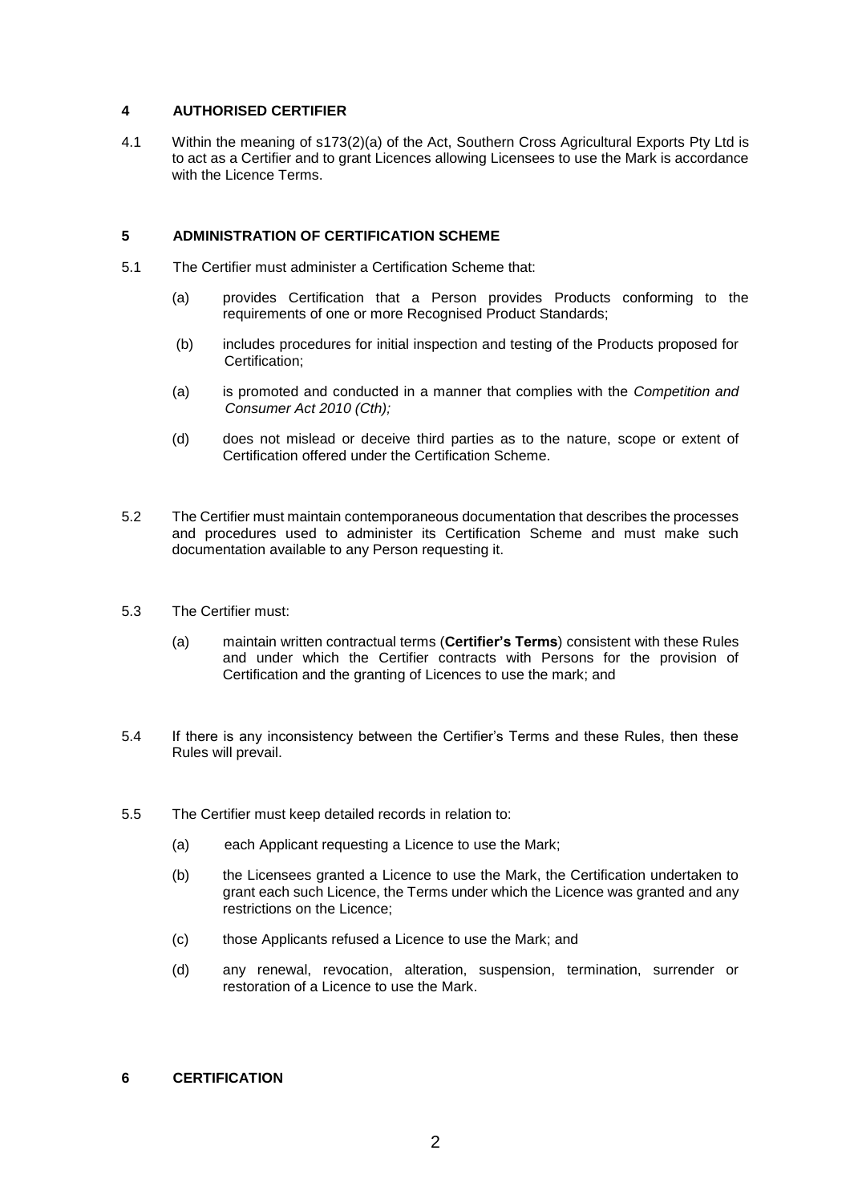## 4 AUTHORISED CERTIFIER

4.1 Within the meaning of s173(2)(a) of the Act, Southern Cross Agricultural Exports Pty Ltd is to act as a Certifier and to grant Licences allowing Licensees to use the Mark is accordance with the Licence Terms.

## 5 ADMINISTRATION OF CERTIFICATION SCHEME

5.1 The Certifier must administer a Certification Scheme that:

(a) provides Certification that a Person provides Products conforming to the requirements of one or more Recognised Product Standards;

(b) includes procedures for initial inspection and testing of the Products proposed for Certification;

(a) is promoted and conducted in a manner that complies with the *Competition and Consumer Act 2010 (Cth);*

(d) does not mislead or deceive third parties as to the nature, scope or extent of Certification offered under the Certification Scheme.

5.2 The Certifier must maintain contemporaneous documentation that describes the processes and procedures used to administer its Certification Scheme and must make such documentation available to any Person requesting it.

5.3 The Certifier must:

(a) maintain written contractual terms (**Certifier's Terms**) consistent with these Rules and under which the Certifier contracts with Persons for the provision of Certification and the granting of Licences to use the mark; and

5.4 If there is any inconsistency between the Certifier's Terms and these Rules, then these Rules will prevail.

5.5 The Certifier must keep detailed records in relation to:

(a) each Applicant requesting a Licence to use the Mark;

(b) the Licensees granted a Licence to use the Mark, the Certification undertaken to grant each such Licence, the Terms under which the Licence was granted and any restrictions on the Licence;

(c) those Applicants refused a Licence to use the Mark; and

(d) any renewal, revocation, alteration, suspension, termination, surrender or restoration of a Licence to use the Mark.

## 6 CERTIFICATION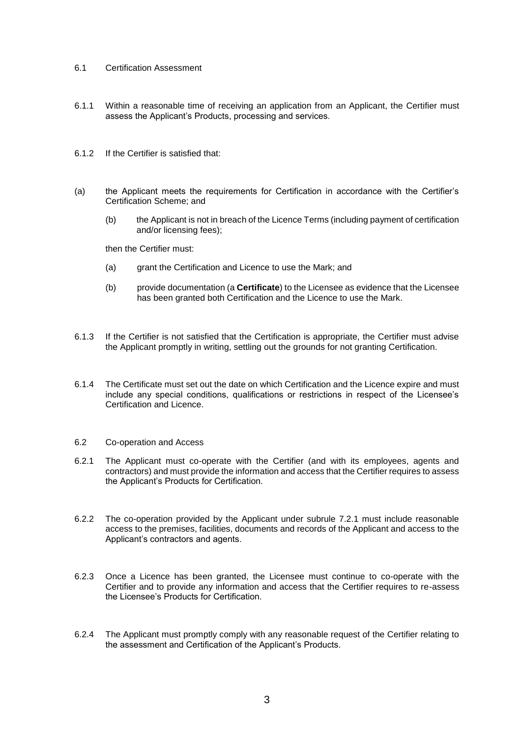6.1 Certification Assessment

6.1.1 Within a reasonable time of receiving an application from an Applicant, the Certifier must assess the Applicant's Products, processing and services.

6.1.2 If the Certifier is satisfied that:

(a) the Applicant meets the requirements for Certification in accordance with the Certifier's Certification Scheme; and

(b) the Applicant is not in breach of the Licence Terms (including payment of certification and/or licensing fees);

then the Certifier must:

(a) grant the Certification and Licence to use the Mark; and

(b) provide documentation (a **Certificate**) to the Licensee as evidence that the Licensee has been granted both Certification and the Licence to use the Mark.

6.1.3 If the Certifier is not satisfied that the Certification is appropriate, the Certifier must advise the Applicant promptly in writing, settling out the grounds for not granting Certification.

6.1.4 The Certificate must set out the date on which Certification and the Licence expire and must include any special conditions, qualifications or restrictions in respect of the Licensee's Certification and Licence.

6.2 Co-operation and Access

6.2.1 The Applicant must co-operate with the Certifier (and with its employees, agents and contractors) and must provide the information and access that the Certifier requires to assess the Applicant's Products for Certification.

6.2.2 The co-operation provided by the Applicant under subrule 7.2.1 must include reasonable access to the premises, facilities, documents and records of the Applicant and access to the Applicant's contractors and agents.

6.2.3 Once a Licence has been granted, the Licensee must continue to co-operate with the Certifier and to provide any information and access that the Certifier requires to re-assess the Licensee's Products for Certification.

6.2.4 The Applicant must promptly comply with any reasonable request of the Certifier relating to the assessment and Certification of the Applicant's Products.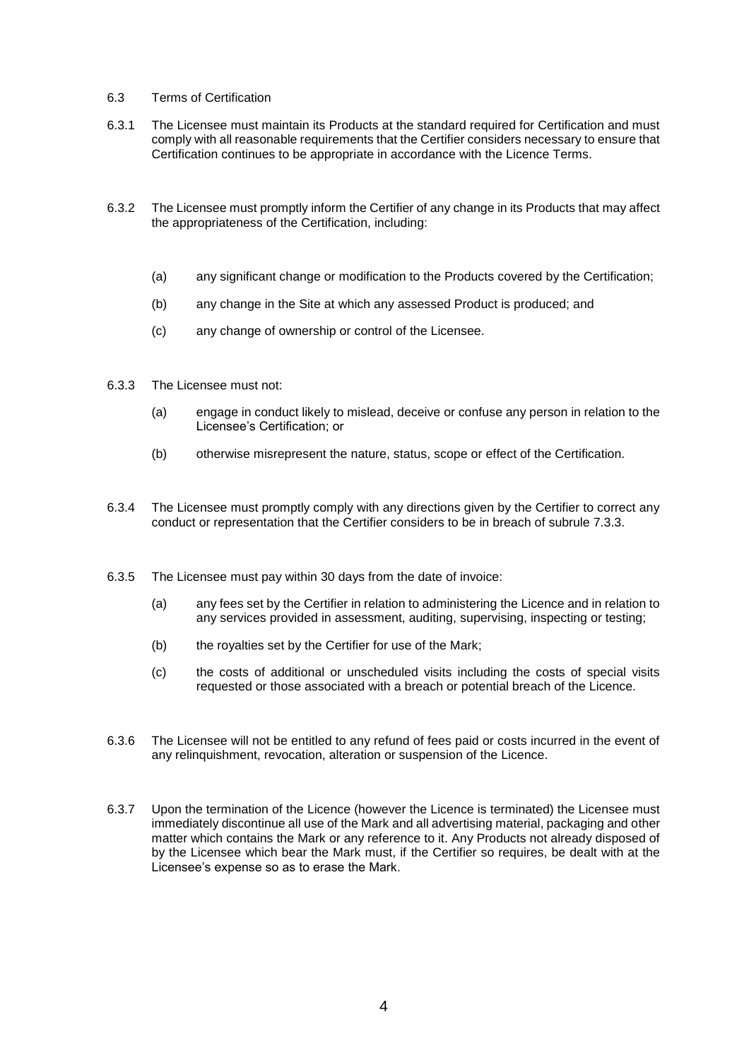### 6.3 Terms of Certification

6.3.1 The Licensee must maintain its Products at the standard required for Certification and must comply with all reasonable requirements that the Certifier considers necessary to ensure that Certification continues to be appropriate in accordance with the Licence Terms.

6.3.2 The Licensee must promptly inform the Certifier of any change in its Products that may affect the appropriateness of the Certification, including:

(a) any significant change or modification to the Products covered by the Certification;

(b) any change in the Site at which any assessed Product is produced; and

(c) any change of ownership or control of the Licensee.

6.3.3 The Licensee must not:

(a) engage in conduct likely to mislead, deceive or confuse any person in relation to the Licensee's Certification; or

(b) otherwise misrepresent the nature, status, scope or effect of the Certification.

6.3.4 The Licensee must promptly comply with any directions given by the Certifier to correct any conduct or representation that the Certifier considers to be in breach of subrule 7.3.3.

6.3.5 The Licensee must pay within 30 days from the date of invoice:

(a) any fees set by the Certifier in relation to administering the Licence and in relation to any services provided in assessment, auditing, supervising, inspecting or testing;

(b) the royalties set by the Certifier for use of the Mark;

(c) the costs of additional or unscheduled visits including the costs of special visits requested or those associated with a breach or potential breach of the Licence.

6.3.6 The Licensee will not be entitled to any refund of fees paid or costs incurred in the event of any relinquishment, revocation, alteration or suspension of the Licence.

6.3.7 Upon the termination of the Licence (however the Licence is terminated) the Licensee must immediately discontinue all use of the Mark and all advertising material, packaging and other matter which contains the Mark or any reference to it. Any Products not already disposed of by the Licensee which bear the Mark must, if the Certifier so requires, be dealt with at the Licensee's expense so as to erase the Mark.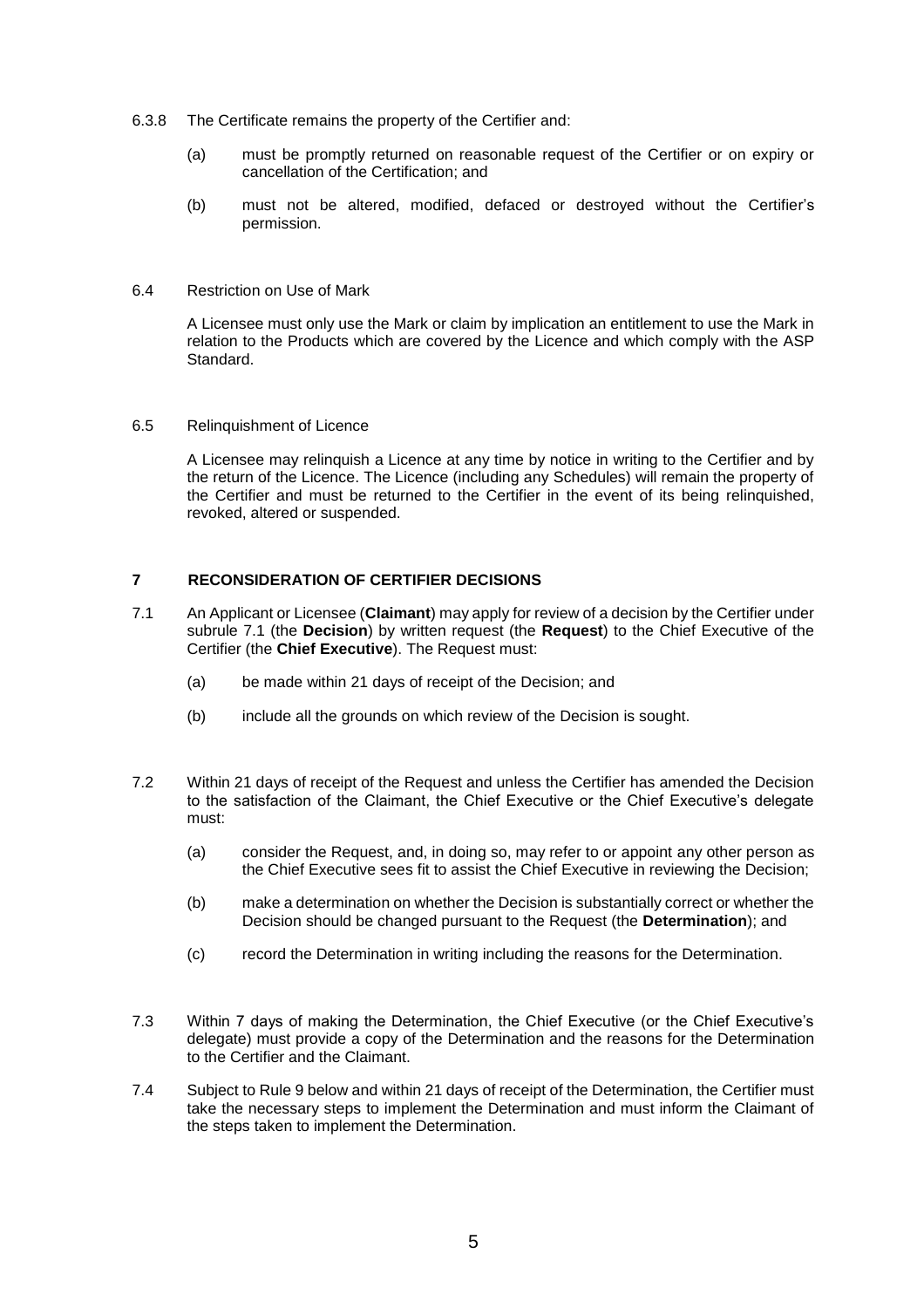6.3.8 The Certificate remains the property of the Certifier and:

(a) must be promptly returned on reasonable request of the Certifier or on expiry or cancellation of the Certification; and

(b) must not be altered, modified, defaced or destroyed without the Certifier's permission.

6.4 Restriction on Use of Mark

A Licensee must only use the Mark or claim by implication an entitlement to use the Mark in relation to the Products which are covered by the Licence and which comply with the ASP Standard.

6.5 Relinquishment of Licence

A Licensee may relinquish a Licence at any time by notice in writing to the Certifier and by the return of the Licence. The Licence (including any Schedules) will remain the property of the Certifier and must be returned to the Certifier in the event of its being relinquished, revoked, altered or suspended.

## 7 RECONSIDERATION OF CERTIFIER DECISIONS

7.1 An Applicant or Licensee (**Claimant**) may apply for review of a decision by the Certifier under subrule 7.1 (the **Decision**) by written request (the **Request**) to the Chief Executive of the Certifier (the **Chief Executive**). The Request must:

(a) be made within 21 days of receipt of the Decision; and

(b) include all the grounds on which review of the Decision is sought.

7.2 Within 21 days of receipt of the Request and unless the Certifier has amended the Decision to the satisfaction of the Claimant, the Chief Executive or the Chief Executive's delegate must:

(a) consider the Request, and, in doing so, may refer to or appoint any other person as the Chief Executive sees fit to assist the Chief Executive in reviewing the Decision;

(b) make a determination on whether the Decision is substantially correct or whether the Decision should be changed pursuant to the Request (the **Determination**); and

(c) record the Determination in writing including the reasons for the Determination.

7.3 Within 7 days of making the Determination, the Chief Executive (or the Chief Executive's delegate) must provide a copy of the Determination and the reasons for the Determination to the Certifier and the Claimant.

7.4 Subject to Rule 9 below and within 21 days of receipt of the Determination, the Certifier must take the necessary steps to implement the Determination and must inform the Claimant of the steps taken to implement the Determination.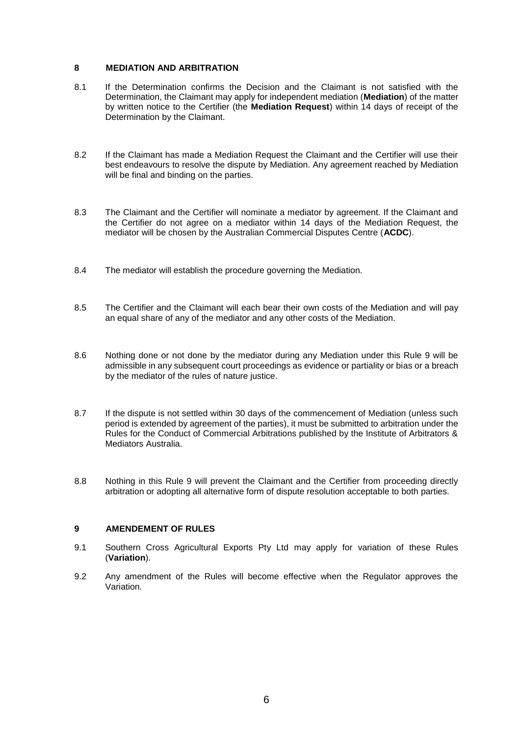## 8 MEDIATION AND ARBITRATION

8.1 If the Determination confirms the Decision and the Claimant is not satisfied with the Determination, the Claimant may apply for independent mediation (**Mediation**) of the matter by written notice to the Certifier (the **Mediation Request**) within 14 days of receipt of the Determination by the Claimant.

8.2 If the Claimant has made a Mediation Request the Claimant and the Certifier will use their best endeavours to resolve the dispute by Mediation. Any agreement reached by Mediation will be final and binding on the parties.

8.3 The Claimant and the Certifier will nominate a mediator by agreement. If the Claimant and the Certifier do not agree on a mediator within 14 days of the Mediation Request, the mediator will be chosen by the Australian Commercial Disputes Centre (**ACDC**).

8.4 The mediator will establish the procedure governing the Mediation.

8.5 The Certifier and the Claimant will each bear their own costs of the Mediation and will pay an equal share of any of the mediator and any other costs of the Mediation.

8.6 Nothing done or not done by the mediator during any Mediation under this Rule 9 will be admissible in any subsequent court proceedings as evidence or partiality or bias or a breach by the mediator of the rules of nature justice.

8.7 If the dispute is not settled within 30 days of the commencement of Mediation (unless such period is extended by agreement of the parties), it must be submitted to arbitration under the Rules for the Conduct of Commercial Arbitrations published by the Institute of Arbitrators & Mediators Australia.

8.8 Nothing in this Rule 9 will prevent the Claimant and the Certifier from proceeding directly arbitration or adopting all alternative form of dispute resolution acceptable to both parties.

## 9 AMENDEMENT OF RULES

9.1 Southern Cross Agricultural Exports Pty Ltd may apply for variation of these Rules (**Variation**).

9.2 Any amendment of the Rules will become effective when the Regulator approves the Variation.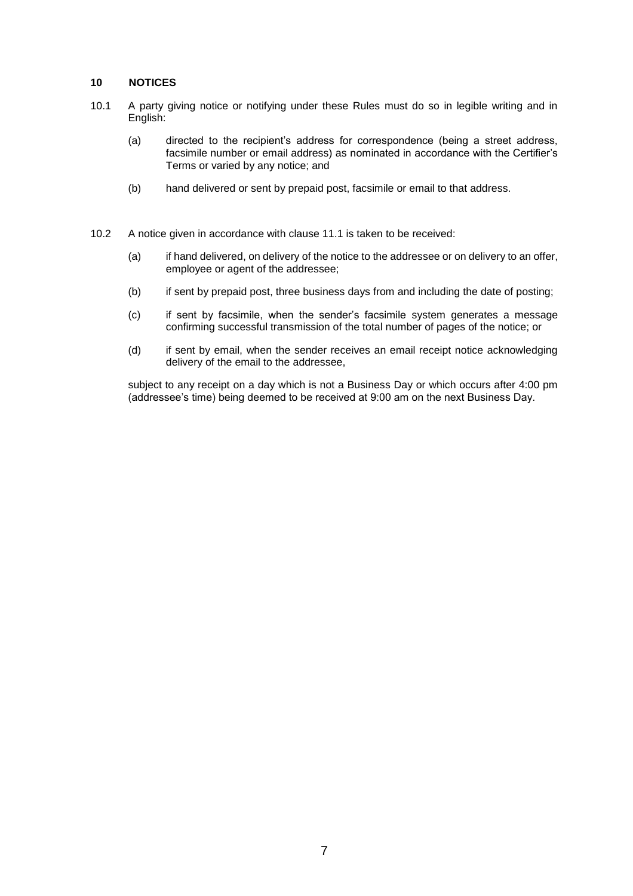## 10 NOTICES

10.1 A party giving notice or notifying under these Rules must do so in legible writing and in English:

(a) directed to the recipient's address for correspondence (being a street address, facsimile number or email address) as nominated in accordance with the Certifier's Terms or varied by any notice; and

(b) hand delivered or sent by prepaid post, facsimile or email to that address.

10.2 A notice given in accordance with clause 11.1 is taken to be received:

(a) if hand delivered, on delivery of the notice to the addressee or on delivery to an offer, employee or agent of the addressee;

(b) if sent by prepaid post, three business days from and including the date of posting;

(c) if sent by facsimile, when the sender's facsimile system generates a message confirming successful transmission of the total number of pages of the notice; or

(d) if sent by email, when the sender receives an email receipt notice acknowledging delivery of the email to the addressee,

subject to any receipt on a day which is not a Business Day or which occurs after 4:00 pm (addressee's time) being deemed to be received at 9:00 am on the next Business Day.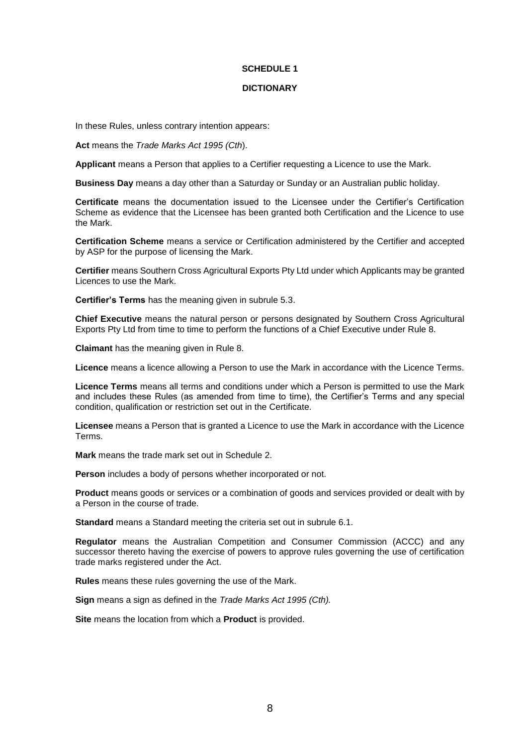# SCHEDULE 1

## DICTIONARY

In these Rules, unless contrary intention appears:

**Act** means the *Trade Marks Act 1995 (Cth*).

**Applicant** means a Person that applies to a Certifier requesting a Licence to use the Mark.

**Business Day** means a day other than a Saturday or Sunday or an Australian public holiday.

**Certificate** means the documentation issued to the Licensee under the Certifier's Certification Scheme as evidence that the Licensee has been granted both Certification and the Licence to use the Mark.

**Certification Scheme** means a service or Certification administered by the Certifier and accepted by ASP for the purpose of licensing the Mark.

**Certifier** means Southern Cross Agricultural Exports Pty Ltd under which Applicants may be granted Licences to use the Mark.

**Certifier's Terms** has the meaning given in subrule 5.3.

**Chief Executive** means the natural person or persons designated by Southern Cross Agricultural Exports Pty Ltd from time to time to perform the functions of a Chief Executive under Rule 8.

**Claimant** has the meaning given in Rule 8.

**Licence** means a licence allowing a Person to use the Mark in accordance with the Licence Terms.

**Licence Terms** means all terms and conditions under which a Person is permitted to use the Mark and includes these Rules (as amended from time to time), the Certifier's Terms and any special condition, qualification or restriction set out in the Certificate.

**Licensee** means a Person that is granted a Licence to use the Mark in accordance with the Licence Terms.

**Mark** means the trade mark set out in Schedule 2.

**Person** includes a body of persons whether incorporated or not.

**Product** means goods or services or a combination of goods and services provided or dealt with by a Person in the course of trade.

**Standard** means a Standard meeting the criteria set out in subrule 6.1.

**Regulator** means the Australian Competition and Consumer Commission (ACCC) and any successor thereto having the exercise of powers to approve rules governing the use of certification trade marks registered under the Act.

**Rules** means these rules governing the use of the Mark.

**Sign** means a sign as defined in the *Trade Marks Act 1995 (Cth).*

**Site** means the location from which a **Product** is provided.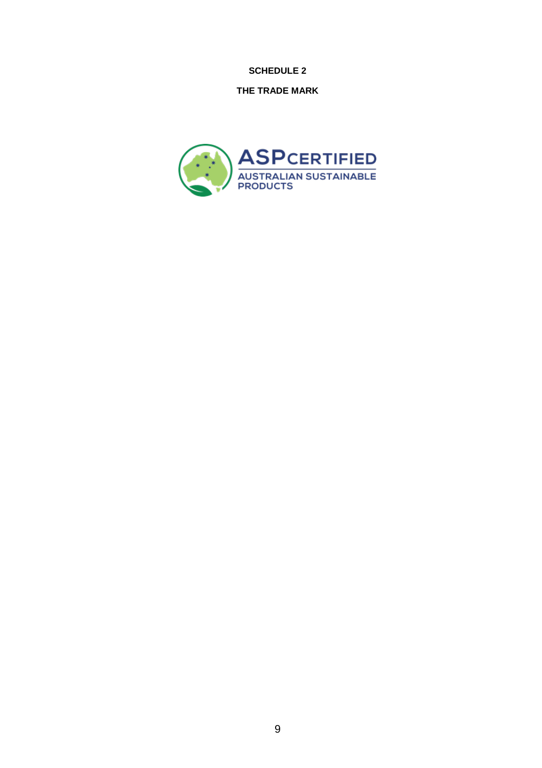**SCHEDULE 2**

**THE TRADE MARK**

ASPCERTIFIED
AUSTRALIAN SUSTAINABLE PRODUCTS